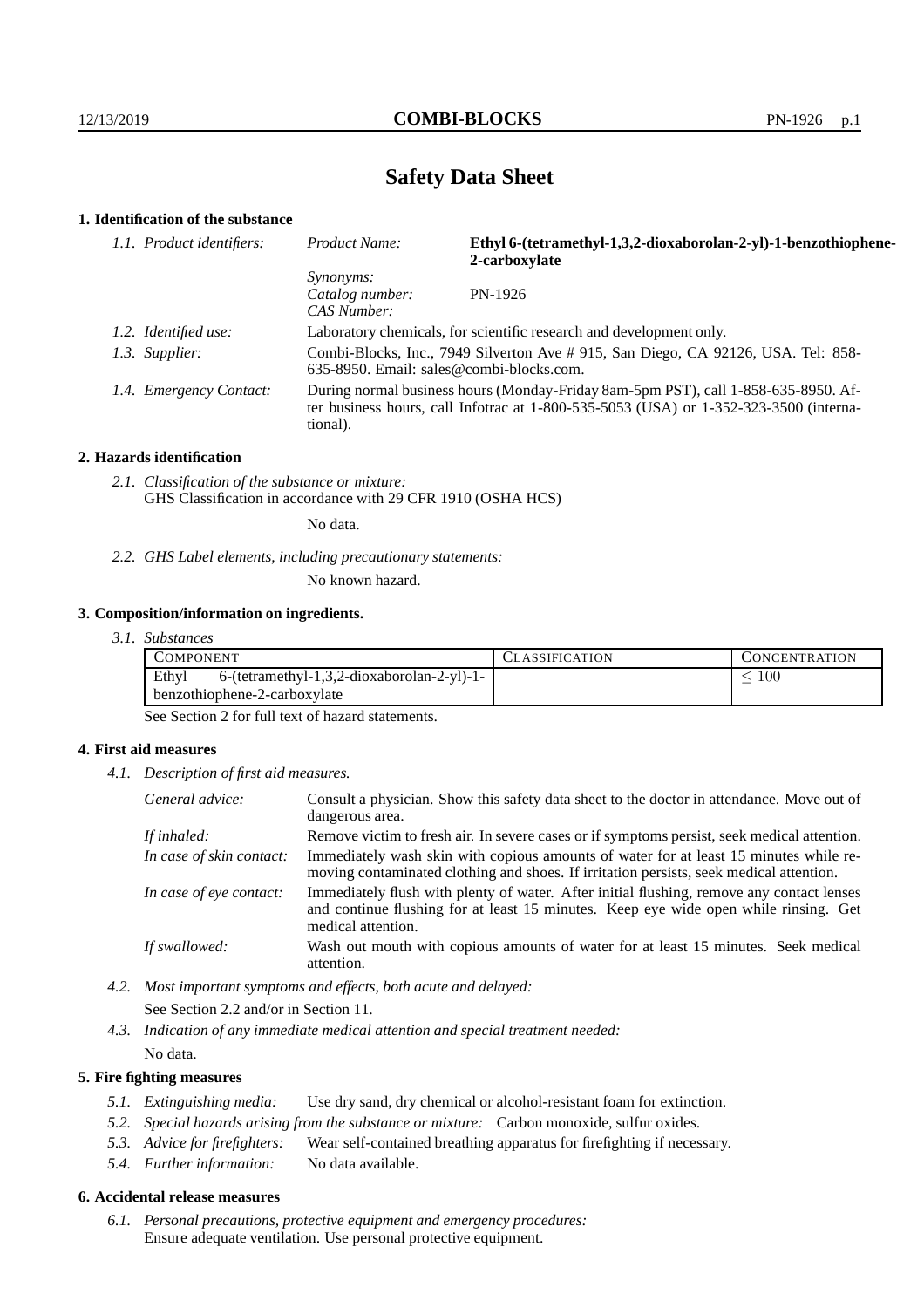# Safety Data Sheet

## 1. Identification of the substance

*1.1. Product identifiers:*

| | |
|---|---|
| *Product Name:* | **Ethyl 6-(tetramethyl-1,3,2-dioxaborolan-2-yl)-1-benzothiophene-2-carboxylate** |
| *Synonyms:* | |
| *Catalog number:* | PN-1926 |
| *CAS Number:* | |

*1.2. Identified use:* Laboratory chemicals, for scientific research and development only.

*1.3. Supplier:* Combi-Blocks, Inc., 7949 Silverton Ave # 915, San Diego, CA 92126, USA. Tel: 858-635-8950. Email: sales@combi-blocks.com.

*1.4. Emergency Contact:* During normal business hours (Monday-Friday 8am-5pm PST), call 1-858-635-8950. After business hours, call Infotrac at 1-800-535-5053 (USA) or 1-352-323-3500 (international).

## 2. Hazards identification

*2.1. Classification of the substance or mixture:*
GHS Classification in accordance with 29 CFR 1910 (OSHA HCS)

No data.

*2.2. GHS Label elements, including precautionary statements:*

No known hazard.

## 3. Composition/information on ingredients.

*3.1. Substances*

| COMPONENT | CLASSIFICATION | CONCENTRATION |
|---|---|---|
| Ethyl 6-(tetramethyl-1,3,2-dioxaborolan-2-yl)-1-benzothiophene-2-carboxylate | | $\leq 100$ |

See Section 2 for full text of hazard statements.

## 4. First aid measures

*4.1. Description of first aid measures.*

*General advice:* Consult a physician. Show this safety data sheet to the doctor in attendance. Move out of dangerous area.

*If inhaled:* Remove victim to fresh air. In severe cases or if symptoms persist, seek medical attention.

*In case of skin contact:* Immediately wash skin with copious amounts of water for at least 15 minutes while removing contaminated clothing and shoes. If irritation persists, seek medical attention.

*In case of eye contact:* Immediately flush with plenty of water. After initial flushing, remove any contact lenses and continue flushing for at least 15 minutes. Keep eye wide open while rinsing. Get medical attention.

*If swallowed:* Wash out mouth with copious amounts of water for at least 15 minutes. Seek medical attention.

*4.2. Most important symptoms and effects, both acute and delayed:*

See Section 2.2 and/or in Section 11.

*4.3. Indication of any immediate medical attention and special treatment needed:*

No data.

## 5. Fire fighting measures

*5.1. Extinguishing media:* Use dry sand, dry chemical or alcohol-resistant foam for extinction.

*5.2. Special hazards arising from the substance or mixture:* Carbon monoxide, sulfur oxides.

*5.3. Advice for firefighters:* Wear self-contained breathing apparatus for firefighting if necessary.

*5.4. Further information:* No data available.

## 6. Accidental release measures

*6.1. Personal precautions, protective equipment and emergency procedures:*
Ensure adequate ventilation. Use personal protective equipment.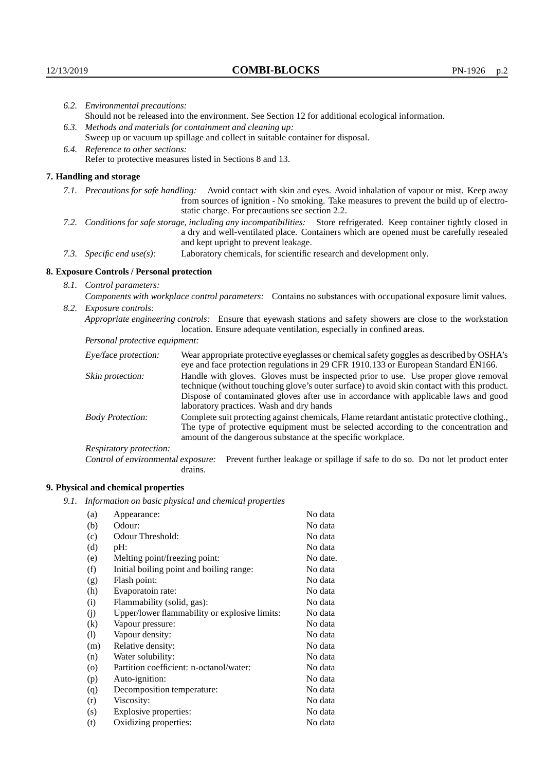*6.2. Environmental precautions:*
Should not be released into the environment. See Section 12 for additional ecological information.

*6.3. Methods and materials for containment and cleaning up:*
Sweep up or vacuum up spillage and collect in suitable container for disposal.

*6.4. Reference to other sections:*
Refer to protective measures listed in Sections 8 and 13.

## 7. Handling and storage

*7.1. Precautions for safe handling:* Avoid contact with skin and eyes. Avoid inhalation of vapour or mist. Keep away from sources of ignition - No smoking. Take measures to prevent the build up of electrostatic charge. For precautions see section 2.2.

*7.2. Conditions for safe storage, including any incompatibilities:* Store refrigerated. Keep container tightly closed in a dry and well-ventilated place. Containers which are opened must be carefully resealed and kept upright to prevent leakage.

*7.3. Specific end use(s):* Laboratory chemicals, for scientific research and development only.

## 8. Exposure Controls / Personal protection

*8.1. Control parameters:*
*Components with workplace control parameters:* Contains no substances with occupational exposure limit values.

*8.2. Exposure controls:*
*Appropriate engineering controls:* Ensure that eyewash stations and safety showers are close to the workstation location. Ensure adequate ventilation, especially in confined areas.

*Personal protective equipment:*

*Eye/face protection:* Wear appropriate protective eyeglasses or chemical safety goggles as described by OSHA's eye and face protection regulations in 29 CFR 1910.133 or European Standard EN166.

*Skin protection:* Handle with gloves. Gloves must be inspected prior to use. Use proper glove removal technique (without touching glove's outer surface) to avoid skin contact with this product. Dispose of contaminated gloves after use in accordance with applicable laws and good laboratory practices. Wash and dry hands

*Body Protection:* Complete suit protecting against chemicals, Flame retardant antistatic protective clothing., The type of protective equipment must be selected according to the concentration and amount of the dangerous substance at the specific workplace.

*Respiratory protection:*

*Control of environmental exposure:* Prevent further leakage or spillage if safe to do so. Do not let product enter drains.

## 9. Physical and chemical properties

*9.1. Information on basic physical and chemical properties*

| | | |
|---|---|---|
| (a) | Appearance: | No data |
| (b) | Odour: | No data |
| (c) | Odour Threshold: | No data |
| (d) | pH: | No data |
| (e) | Melting point/freezing point: | No date. |
| (f) | Initial boiling point and boiling range: | No data |
| (g) | Flash point: | No data |
| (h) | Evaporatoin rate: | No data |
| (i) | Flammability (solid, gas): | No data |
| (j) | Upper/lower flammability or explosive limits: | No data |
| (k) | Vapour pressure: | No data |
| (l) | Vapour density: | No data |
| (m) | Relative density: | No data |
| (n) | Water solubility: | No data |
| (o) | Partition coefficient: n-octanol/water: | No data |
| (p) | Auto-ignition: | No data |
| (q) | Decomposition temperature: | No data |
| (r) | Viscosity: | No data |
| (s) | Explosive properties: | No data |
| (t) | Oxidizing properties: | No data |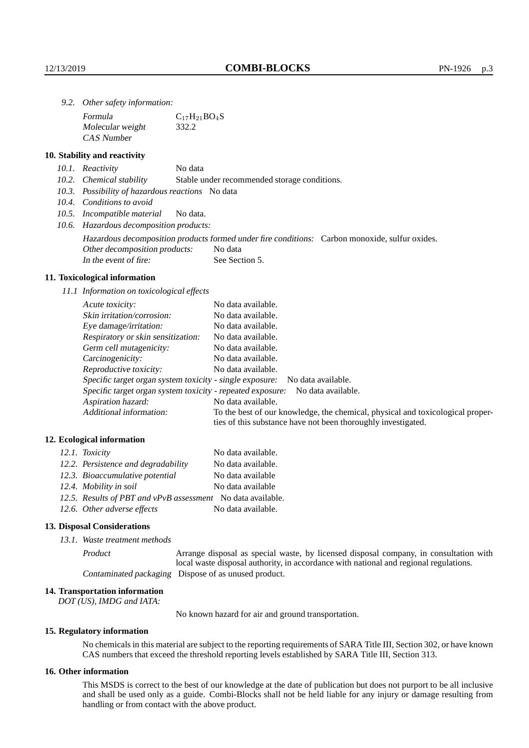*9.2. Other safety information:*

| | |
|---|---|
| *Formula* | $C_{17}H_{21}BO_4S$ |
| *Molecular weight* | 332.2 |
| *CAS Number* | |

## 10. Stability and reactivity

*10.1. Reactivity* No data

*10.2. Chemical stability* Stable under recommended storage conditions.

*10.3. Possibility of hazardous reactions* No data

*10.4. Conditions to avoid*

*10.5. Incompatible material* No data.

*10.6. Hazardous decomposition products:*

*Hazardous decomposition products formed under fire conditions:* Carbon monoxide, sulfur oxides.

*Other decomposition products:* No data

*In the event of fire:* See Section 5.

## 11. Toxicological information

*11.1 Information on toxicological effects*

| | |
|---|---|
| *Acute toxicity:* | No data available. |
| *Skin irritation/corrosion:* | No data available. |
| *Eye damage/irritation:* | No data available. |
| *Respiratory or skin sensitization:* | No data available. |
| *Germ cell mutagenicity:* | No data available. |
| *Carcinogenicity:* | No data available. |
| *Reproductive toxicity:* | No data available. |
| *Specific target organ system toxicity - single exposure:* | No data available. |
| *Specific target organ system toxicity - repeated exposure:* | No data available. |
| *Aspiration hazard:* | No data available. |
| *Additional information:* | To the best of our knowledge, the chemical, physical and toxicological properties of this substance have not been thoroughly investigated. |

## 12. Ecological information

| | |
|---|---|
| *12.1. Toxicity* | No data available. |
| *12.2. Persistence and degradability* | No data available. |
| *12.3. Bioaccumulative potential* | No data available |
| *12.4. Mobility in soil* | No data available |
| *12.5. Results of PBT and vPvB assessment* | No data available. |
| *12.6. Other adverse effects* | No data available. |

## 13. Disposal Considerations

*13.1. Waste treatment methods*

*Product* Arrange disposal as special waste, by licensed disposal company, in consultation with local waste disposal authority, in accordance with national and regional regulations.

*Contaminated packaging* Dispose of as unused product.

## 14. Transportation information

*DOT (US), IMDG and IATA:*

No known hazard for air and ground transportation.

## 15. Regulatory information

No chemicals in this material are subject to the reporting requirements of SARA Title III, Section 302, or have known CAS numbers that exceed the threshold reporting levels established by SARA Title III, Section 313.

## 16. Other information

This MSDS is correct to the best of our knowledge at the date of publication but does not purport to be all inclusive and shall be used only as a guide. Combi-Blocks shall not be held liable for any injury or damage resulting from handling or from contact with the above product.